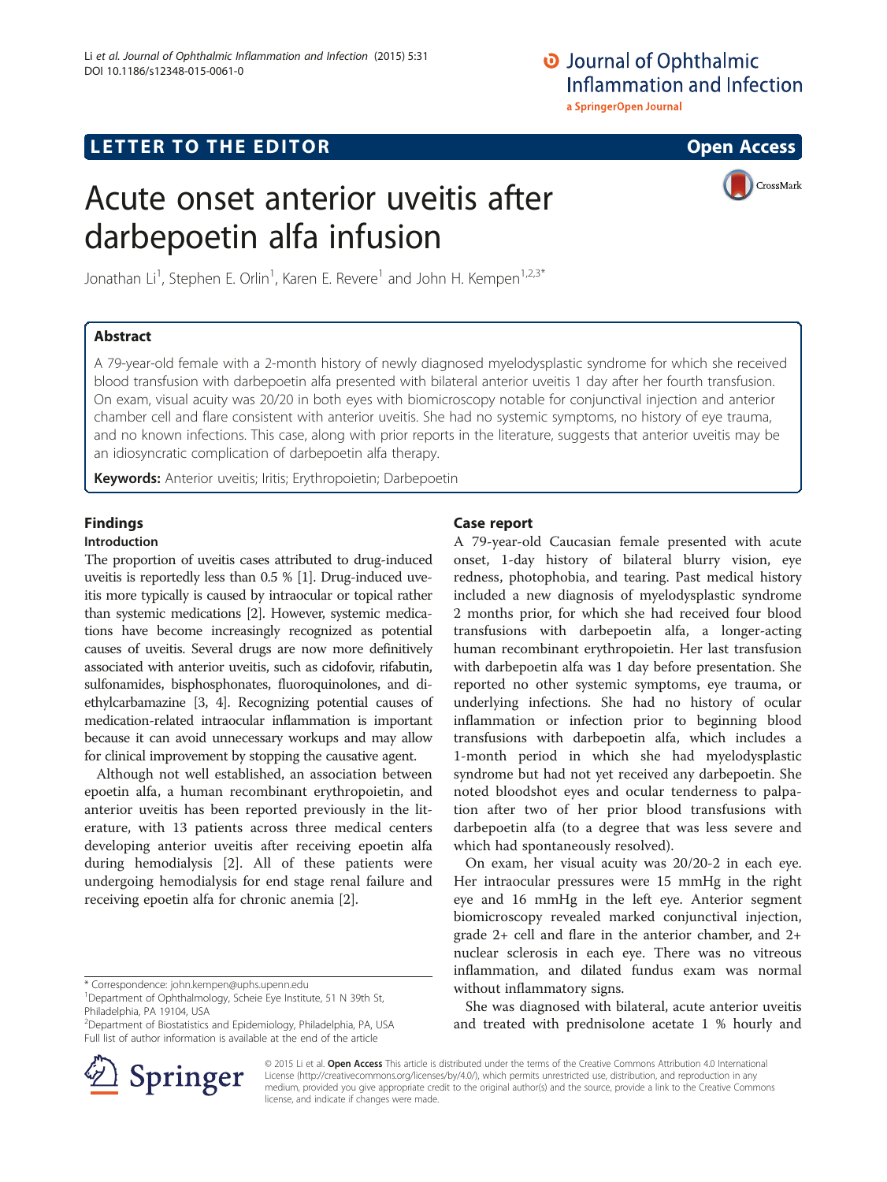LETTER TO THE EDITOR

Open Access

# Acute onset anterior uveitis after darbepoetin alfa infusion

Jonathan Li[1], Stephen E. Orlin[1], Karen E. Revere[1] and John H. Kempen[1,2,3*]

## Abstract

A 79-year-old female with a 2-month history of newly diagnosed myelodysplastic syndrome for which she received blood transfusion with darbepoetin alfa presented with bilateral anterior uveitis 1 day after her fourth transfusion. On exam, visual acuity was 20/20 in both eyes with biomicroscopy notable for conjunctival injection and anterior chamber cell and flare consistent with anterior uveitis. She had no systemic symptoms, no history of eye trauma, and no known infections. This case, along with prior reports in the literature, suggests that anterior uveitis may be an idiosyncratic complication of darbepoetin alfa therapy.

**Keywords:** Anterior uveitis; Iritis; Erythropoietin; Darbepoetin

## Findings

### Introduction

The proportion of uveitis cases attributed to drug-induced uveitis is reportedly less than 0.5 % [1]. Drug-induced uveitis more typically is caused by intraocular or topical rather than systemic medications [2]. However, systemic medications have become increasingly recognized as potential causes of uveitis. Several drugs are now more definitively associated with anterior uveitis, such as cidofovir, rifabutin, sulfonamides, bisphosphonates, fluoroquinolones, and diethylcarbamazine [3, 4]. Recognizing potential causes of medication-related intraocular inflammation is important because it can avoid unnecessary workups and may allow for clinical improvement by stopping the causative agent.

Although not well established, an association between epoetin alfa, a human recombinant erythropoietin, and anterior uveitis has been reported previously in the literature, with 13 patients across three medical centers developing anterior uveitis after receiving epoetin alfa during hemodialysis [2]. All of these patients were undergoing hemodialysis for end stage renal failure and receiving epoetin alfa for chronic anemia [2].

### Case report

A 79-year-old Caucasian female presented with acute onset, 1-day history of bilateral blurry vision, eye redness, photophobia, and tearing. Past medical history included a new diagnosis of myelodysplastic syndrome 2 months prior, for which she had received four blood transfusions with darbepoetin alfa, a longer-acting human recombinant erythropoietin. Her last transfusion with darbepoetin alfa was 1 day before presentation. She reported no other systemic symptoms, eye trauma, or underlying infections. She had no history of ocular inflammation or infection prior to beginning blood transfusions with darbepoetin alfa, which includes a 1-month period in which she had myelodysplastic syndrome but had not yet received any darbepoetin. She noted bloodshot eyes and ocular tenderness to palpation after two of her prior blood transfusions with darbepoetin alfa (to a degree that was less severe and which had spontaneously resolved).

On exam, her visual acuity was 20/20-2 in each eye. Her intraocular pressures were 15 mmHg in the right eye and 16 mmHg in the left eye. Anterior segment biomicroscopy revealed marked conjunctival injection, grade 2+ cell and flare in the anterior chamber, and 2+ nuclear sclerosis in each eye. There was no vitreous inflammation, and dilated fundus exam was normal without inflammatory signs.

She was diagnosed with bilateral, acute anterior uveitis and treated with prednisolone acetate 1 % hourly and

\* Correspondence: john.kempen@uphs.upenn.edu
[1]Department of Ophthalmology, Scheie Eye Institute, 51 N 39th St, Philadelphia, PA 19104, USA
[2]Department of Biostatistics and Epidemiology, Philadelphia, PA, USA
Full list of author information is available at the end of the article

© 2015 Li et al. **Open Access** This article is distributed under the terms of the Creative Commons Attribution 4.0 International License (http://creativecommons.org/licenses/by/4.0/), which permits unrestricted use, distribution, and reproduction in any medium, provided you give appropriate credit to the original author(s) and the source, provide a link to the Creative Commons license, and indicate if changes were made.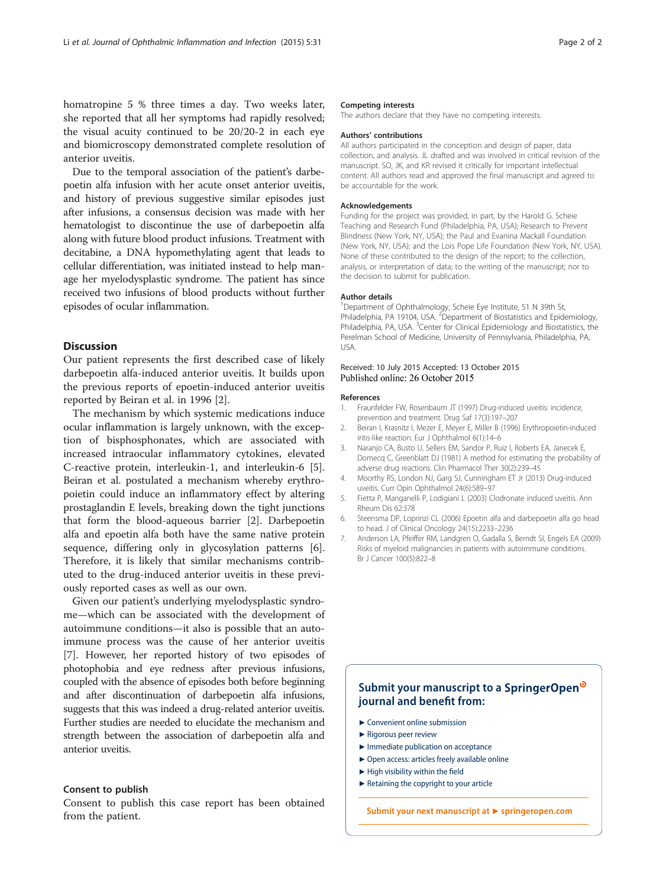homatropine 5 % three times a day. Two weeks later, she reported that all her symptoms had rapidly resolved; the visual acuity continued to be 20/20-2 in each eye and biomicroscopy demonstrated complete resolution of anterior uveitis.

Due to the temporal association of the patient's darbepoetin alfa infusion with her acute onset anterior uveitis, and history of previous suggestive similar episodes just after infusions, a consensus decision was made with her hematologist to discontinue the use of darbepoetin alfa along with future blood product infusions. Treatment with decitabine, a DNA hypomethylating agent that leads to cellular differentiation, was initiated instead to help manage her myelodysplastic syndrome. The patient has since received two infusions of blood products without further episodes of ocular inflammation.

## Discussion

Our patient represents the first described case of likely darbepoetin alfa-induced anterior uveitis. It builds upon the previous reports of epoetin-induced anterior uveitis reported by Beiran et al. in 1996 [2].

The mechanism by which systemic medications induce ocular inflammation is largely unknown, with the exception of bisphosphonates, which are associated with increased intraocular inflammatory cytokines, elevated C-reactive protein, interleukin-1, and interleukin-6 [5]. Beiran et al. postulated a mechanism whereby erythropoietin could induce an inflammatory effect by altering prostaglandin E levels, breaking down the tight junctions that form the blood-aqueous barrier [2]. Darbepoetin alfa and epoetin alfa both have the same native protein sequence, differing only in glycosylation patterns [6]. Therefore, it is likely that similar mechanisms contributed to the drug-induced anterior uveitis in these previously reported cases as well as our own.

Given our patient's underlying myelodysplastic syndrome—which can be associated with the development of autoimmune conditions—it also is possible that an autoimmune process was the cause of her anterior uveitis [7]. However, her reported history of two episodes of photophobia and eye redness after previous infusions, coupled with the absence of episodes both before beginning and after discontinuation of darbepoetin alfa infusions, suggests that this was indeed a drug-related anterior uveitis. Further studies are needed to elucidate the mechanism and strength between the association of darbepoetin alfa and anterior uveitis.

### Consent to publish

Consent to publish this case report has been obtained from the patient.

### Competing interests

The authors declare that they have no competing interests.

### Authors' contributions

All authors participated in the conception and design of paper, data collection, and analysis. JL drafted and was involved in critical revision of the manuscript. SO, JK, and KR revised it critically for important intellectual content. All authors read and approved the final manuscript and agreed to be accountable for the work.

### Acknowledgements

Funding for the project was provided, in part, by the Harold G. Scheie Teaching and Research Fund (Philadelphia, PA, USA); Research to Prevent Blindness (New York, NY, USA); the Paul and Evanina Mackall Foundation (New York, NY, USA); and the Lois Pope Life Foundation (New York, NY, USA). None of these contributed to the design of the report; to the collection, analysis, or interpretation of data; to the writing of the manuscript; nor to the decision to submit for publication.

### Author details

[1]Department of Ophthalmology, Scheie Eye Institute, 51 N 39th St, Philadelphia, PA 19104, USA. [2]Department of Biostatistics and Epidemiology, Philadelphia, PA, USA. [3]Center for Clinical Epidemiology and Biostatistics, the Perelman School of Medicine, University of Pennsylvania, Philadelphia, PA, USA.

Received: 10 July 2015 Accepted: 13 October 2015
Published online: 26 October 2015

### References

1. Fraunfelder FW, Rosenbaum JT (1997) Drug-induced uveitis: incidence, prevention and treatment. Drug Saf 17(3):197–207
2. Beiran I, Krasnitz I, Mezer E, Meyer E, Miller B (1996) Erythropoietin-induced iritis-like reaction. Eur J Ophthalmol 6(1):14–6
3. Naranjo CA, Busto U, Sellers EM, Sandor P, Ruiz I, Roberts EA, Janecek E, Domecq C, Greenblatt DJ (1981) A method for estimating the probability of adverse drug reactions. Clin Pharmacol Ther 30(2):239–45
4. Moorthy RS, London NJ, Garg SJ, Cunningham ET Jr (2013) Drug-induced uveitis. Curr Opin Ophthalmol 24(6):589–97
5. Fietta P, Manganelli P, Lodigiani L (2003) Clodronate induced uveitis. Ann Rheum Dis 62:378
6. Steensma DP, Loprinzi CL (2006) Epoetin alfa and darbepoetin alfa go head to head. J of Clinical Oncology 24(15):2233–2236
7. Anderson LA, Pfeiffer RM, Landgren O, Gadalla S, Berndt SI, Engels EA (2009) Risks of myeloid malignancies in patients with autoimmune conditions. Br J Cancer 100(5):822–8

**Submit your manuscript to a SpringerOpen journal and benefit from:**

- ► Convenient online submission
- ► Rigorous peer review
- ► Immediate publication on acceptance
- ► Open access: articles freely available online
- ► High visibility within the field
- ► Retaining the copyright to your article

**Submit your next manuscript at ► springeropen.com**